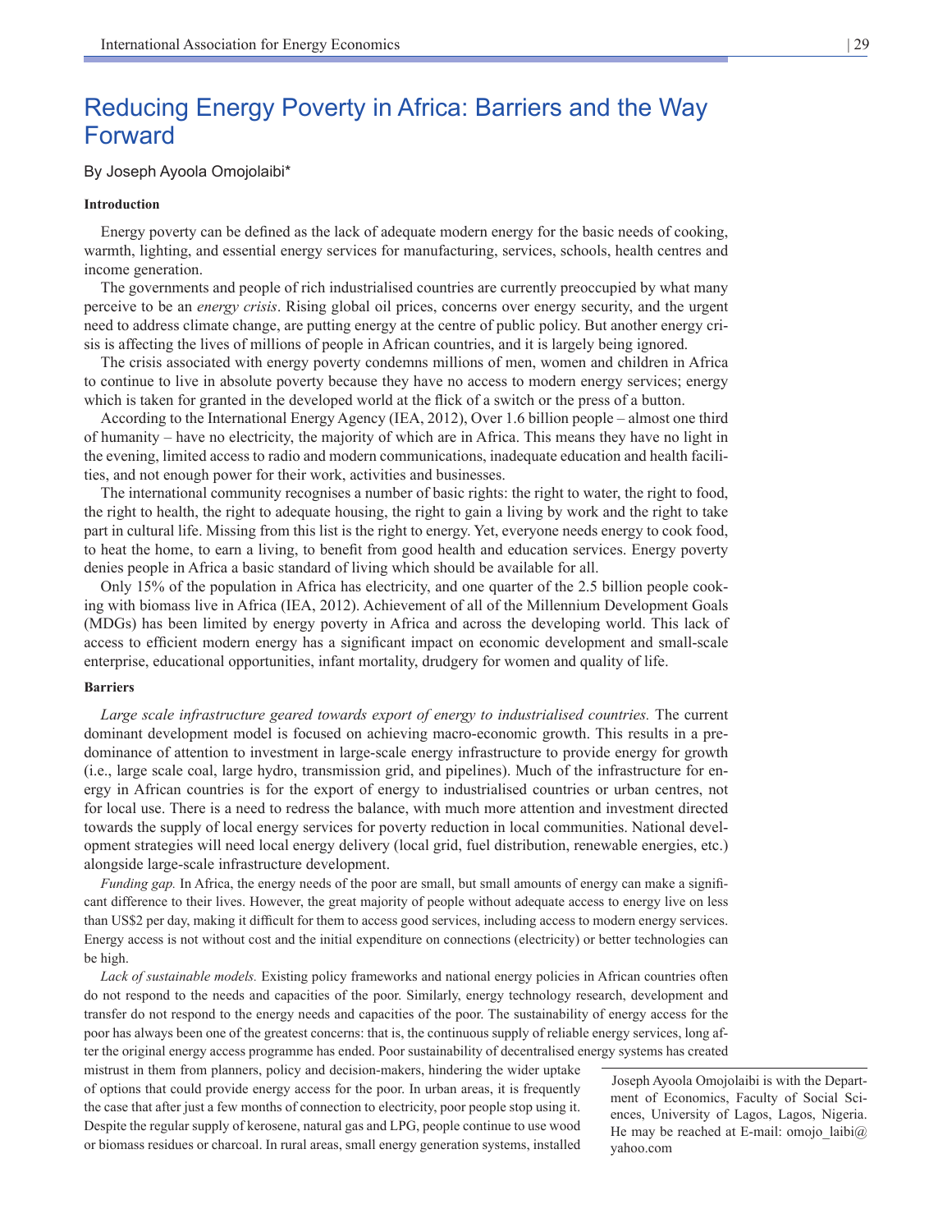# Reducing Energy Poverty in Africa: Barriers and the Way Forward

By Joseph Ayoola Omojolaibi*

## Introduction

Energy poverty can be defined as the lack of adequate modern energy for the basic needs of cooking, warmth, lighting, and essential energy services for manufacturing, services, schools, health centres and income generation.

The governments and people of rich industrialised countries are currently preoccupied by what many perceive to be an *energy crisis*. Rising global oil prices, concerns over energy security, and the urgent need to address climate change, are putting energy at the centre of public policy. But another energy crisis is affecting the lives of millions of people in African countries, and it is largely being ignored.

The crisis associated with energy poverty condemns millions of men, women and children in Africa to continue to live in absolute poverty because they have no access to modern energy services; energy which is taken for granted in the developed world at the flick of a switch or the press of a button.

According to the International Energy Agency (IEA, 2012), Over 1.6 billion people – almost one third of humanity – have no electricity, the majority of which are in Africa. This means they have no light in the evening, limited access to radio and modern communications, inadequate education and health facilities, and not enough power for their work, activities and businesses.

The international community recognises a number of basic rights: the right to water, the right to food, the right to health, the right to adequate housing, the right to gain a living by work and the right to take part in cultural life. Missing from this list is the right to energy. Yet, everyone needs energy to cook food, to heat the home, to earn a living, to benefit from good health and education services. Energy poverty denies people in Africa a basic standard of living which should be available for all.

Only 15% of the population in Africa has electricity, and one quarter of the 2.5 billion people cooking with biomass live in Africa (IEA, 2012). Achievement of all of the Millennium Development Goals (MDGs) has been limited by energy poverty in Africa and across the developing world. This lack of access to efficient modern energy has a significant impact on economic development and small-scale enterprise, educational opportunities, infant mortality, drudgery for women and quality of life.

## Barriers

*Large scale infrastructure geared towards export of energy to industrialised countries.* The current dominant development model is focused on achieving macro-economic growth. This results in a predominance of attention to investment in large-scale energy infrastructure to provide energy for growth (i.e., large scale coal, large hydro, transmission grid, and pipelines). Much of the infrastructure for energy in African countries is for the export of energy to industrialised countries or urban centres, not for local use. There is a need to redress the balance, with much more attention and investment directed towards the supply of local energy services for poverty reduction in local communities. National development strategies will need local energy delivery (local grid, fuel distribution, renewable energies, etc.) alongside large-scale infrastructure development.

*Funding gap.* In Africa, the energy needs of the poor are small, but small amounts of energy can make a significant difference to their lives. However, the great majority of people without adequate access to energy live on less than US$2 per day, making it difficult for them to access good services, including access to modern energy services. Energy access is not without cost and the initial expenditure on connections (electricity) or better technologies can be high.

*Lack of sustainable models.* Existing policy frameworks and national energy policies in African countries often do not respond to the needs and capacities of the poor. Similarly, energy technology research, development and transfer do not respond to the energy needs and capacities of the poor. The sustainability of energy access for the poor has always been one of the greatest concerns: that is, the continuous supply of reliable energy services, long after the original energy access programme has ended. Poor sustainability of decentralised energy systems has created mistrust in them from planners, policy and decision-makers, hindering the wider uptake of options that could provide energy access for the poor. In urban areas, it is frequently the case that after just a few months of connection to electricity, poor people stop using it. Despite the regular supply of kerosene, natural gas and LPG, people continue to use wood or biomass residues or charcoal. In rural areas, small energy generation systems, installed

* Joseph Ayoola Omojolaibi is with the Department of Economics, Faculty of Social Sciences, University of Lagos, Lagos, Nigeria. He may be reached at E-mail: omojo_laibi@yahoo.com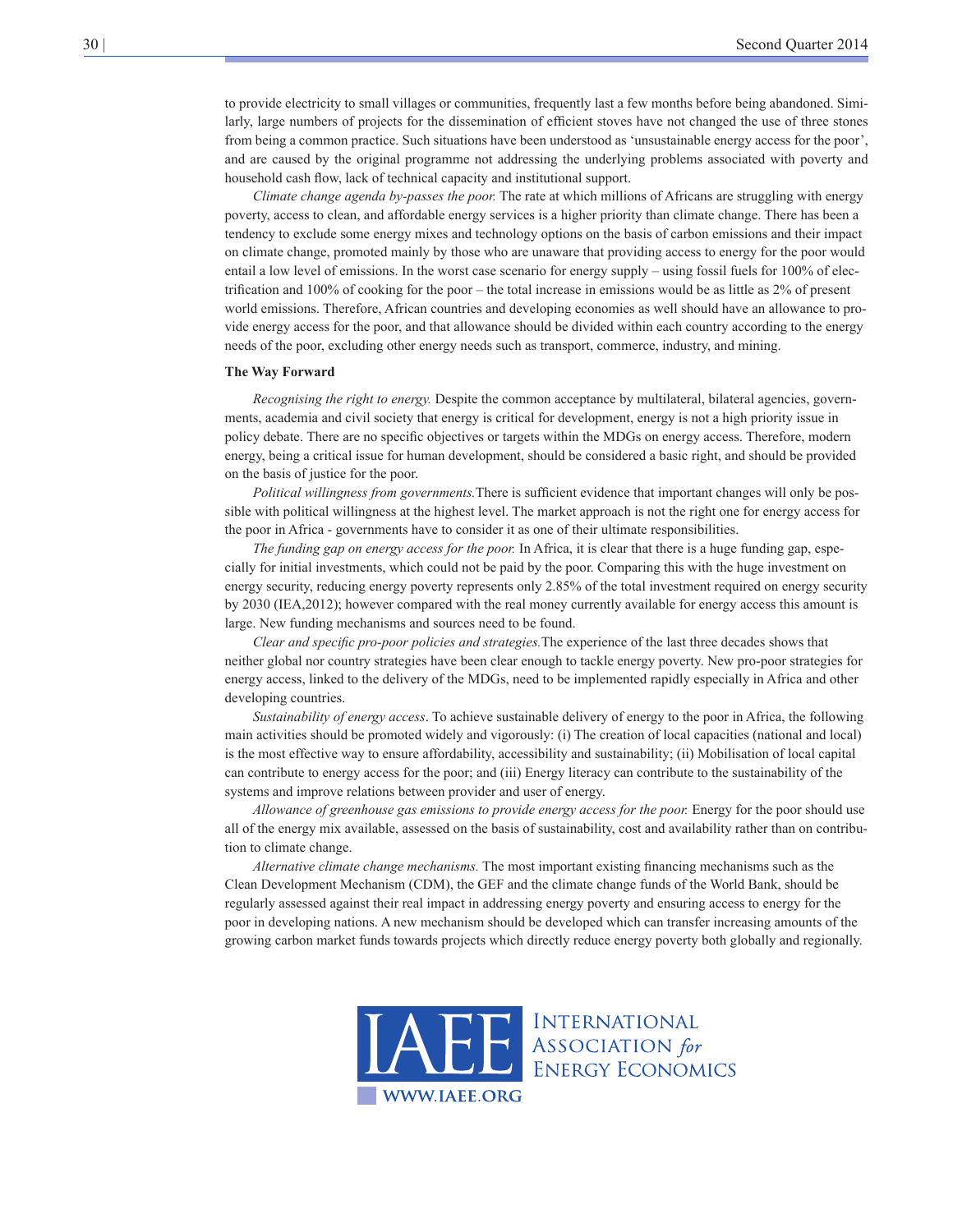to provide electricity to small villages or communities, frequently last a few months before being abandoned. Similarly, large numbers of projects for the dissemination of efficient stoves have not changed the use of three stones from being a common practice. Such situations have been understood as 'unsustainable energy access for the poor', and are caused by the original programme not addressing the underlying problems associated with poverty and household cash flow, lack of technical capacity and institutional support.

*Climate change agenda by-passes the poor.* The rate at which millions of Africans are struggling with energy poverty, access to clean, and affordable energy services is a higher priority than climate change. There has been a tendency to exclude some energy mixes and technology options on the basis of carbon emissions and their impact on climate change, promoted mainly by those who are unaware that providing access to energy for the poor would entail a low level of emissions. In the worst case scenario for energy supply – using fossil fuels for 100% of electrification and 100% of cooking for the poor – the total increase in emissions would be as little as 2% of present world emissions. Therefore, African countries and developing economies as well should have an allowance to provide energy access for the poor, and that allowance should be divided within each country according to the energy needs of the poor, excluding other energy needs such as transport, commerce, industry, and mining.

**The Way Forward**

*Recognising the right to energy.* Despite the common acceptance by multilateral, bilateral agencies, governments, academia and civil society that energy is critical for development, energy is not a high priority issue in policy debate. There are no specific objectives or targets within the MDGs on energy access. Therefore, modern energy, being a critical issue for human development, should be considered a basic right, and should be provided on the basis of justice for the poor.

*Political willingness from governments.* There is sufficient evidence that important changes will only be possible with political willingness at the highest level. The market approach is not the right one for energy access for the poor in Africa - governments have to consider it as one of their ultimate responsibilities.

*The funding gap on energy access for the poor.* In Africa, it is clear that there is a huge funding gap, especially for initial investments, which could not be paid by the poor. Comparing this with the huge investment on energy security, reducing energy poverty represents only 2.85% of the total investment required on energy security by 2030 (IEA,2012); however compared with the real money currently available for energy access this amount is large. New funding mechanisms and sources need to be found.

*Clear and specific pro-poor policies and strategies.* The experience of the last three decades shows that neither global nor country strategies have been clear enough to tackle energy poverty. New pro-poor strategies for energy access, linked to the delivery of the MDGs, need to be implemented rapidly especially in Africa and other developing countries.

*Sustainability of energy access*. To achieve sustainable delivery of energy to the poor in Africa, the following main activities should be promoted widely and vigorously: (i) The creation of local capacities (national and local) is the most effective way to ensure affordability, accessibility and sustainability; (ii) Mobilisation of local capital can contribute to energy access for the poor; and (iii) Energy literacy can contribute to the sustainability of the systems and improve relations between provider and user of energy.

*Allowance of greenhouse gas emissions to provide energy access for the poor.* Energy for the poor should use all of the energy mix available, assessed on the basis of sustainability, cost and availability rather than on contribution to climate change.

*Alternative climate change mechanisms.* The most important existing financing mechanisms such as the Clean Development Mechanism (CDM), the GEF and the climate change funds of the World Bank, should be regularly assessed against their real impact in addressing energy poverty and ensuring access to energy for the poor in developing nations. A new mechanism should be developed which can transfer increasing amounts of the growing carbon market funds towards projects which directly reduce energy poverty both globally and regionally.

IAEE International Association *for* Energy Economics

www.iaee.org